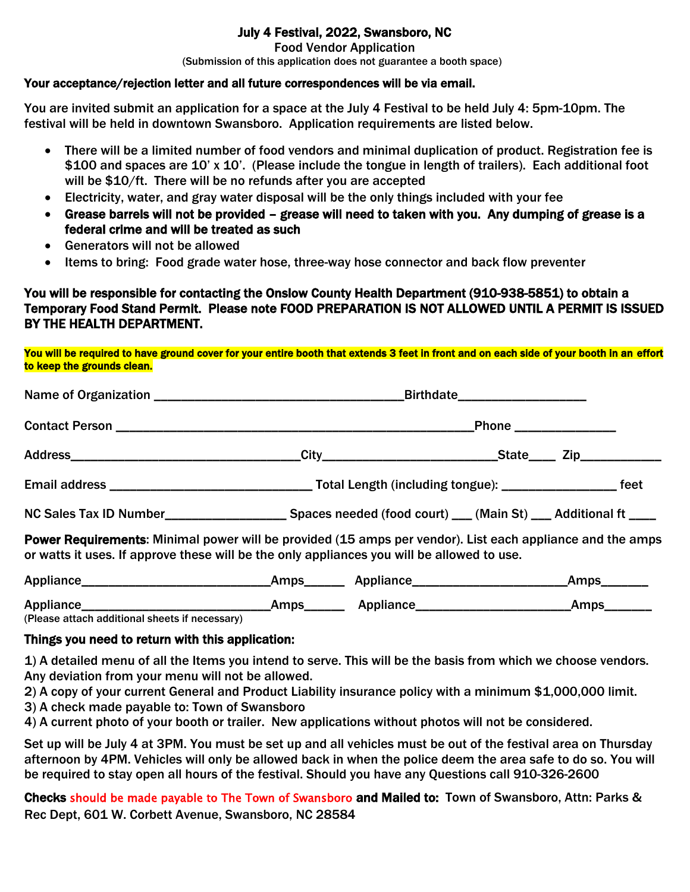# July 4 Festival, 2022, Swansboro, NC

## Food Vendor Application

(Submission of this application does not guarantee a booth space)

**Your acceptance/rejection letter and all future correspondences will be via email.**

You are invited submit an application for a space at the July 4 Festival to be held July 4: 5pm-10pm. The festival will be held in downtown Swansboro. Application requirements are listed below.

- There will be a limited number of food vendors and minimal duplication of product. Registration fee is $100 and spaces are 10' x 10'. (Please include the tongue in length of trailers). Each additional foot will be $10/ft. There will be no refunds after you are accepted
- Electricity, water, and gray water disposal will be the only things included with your fee
- **Grease barrels will not be provided – grease will need to taken with you. Any dumping of grease is a federal crime and will be treated as such**
- Generators will not be allowed
- Items to bring: Food grade water hose, three-way hose connector and back flow preventer

**You will be responsible for contacting the Onslow County Health Department (910-938-5851) to obtain a Temporary Food Stand Permit. Please note FOOD PREPARATION IS NOT ALLOWED UNTIL A PERMIT IS ISSUED BY THE HEALTH DEPARTMENT.**

**You will be required to have ground cover for your entire booth that extends 3 feet in front and on each side of your booth in an effort to keep the grounds clean.**

Name of Organization ______________________________________Birthdate___________________

Contact Person ______________________________________________________Phone _______________

Address___________________________________City_________________________State____ Zip____________

Email address ______________________________ Total Length (including tongue): _________________ feet

NC Sales Tax ID Number__________________ Spaces needed (food court) ___ (Main St) ___ Additional ft ____

**Power Requirements**: Minimal power will be provided (15 amps per vendor). List each appliance and the amps or watts it uses. If approve these will be the only appliances you will be allowed to use.

Appliance____________________________Amps______ Appliance_______________________Amps_______

Appliance____________________________Amps______ Appliance_______________________Amps_______

(Please attach additional sheets if necessary)

**Things you need to return with this application:**

1) A detailed menu of all the Items you intend to serve. This will be the basis from which we choose vendors. Any deviation from your menu will not be allowed.
2) A copy of your current General and Product Liability insurance policy with a minimum $1,000,000 limit.
3) A check made payable to: Town of Swansboro
4) A current photo of your booth or trailer. New applications without photos will not be considered.

Set up will be July 4 at 3PM. You must be set up and all vehicles must be out of the festival area on Thursday afternoon by 4PM. Vehicles will only be allowed back in when the police deem the area safe to do so. You will be required to stay open all hours of the festival. Should you have any Questions call 910-326-2600

**Checks** should be made payable to The Town of Swansboro **and Mailed to:** Town of Swansboro, Attn: Parks & Rec Dept, 601 W. Corbett Avenue, Swansboro, NC 28584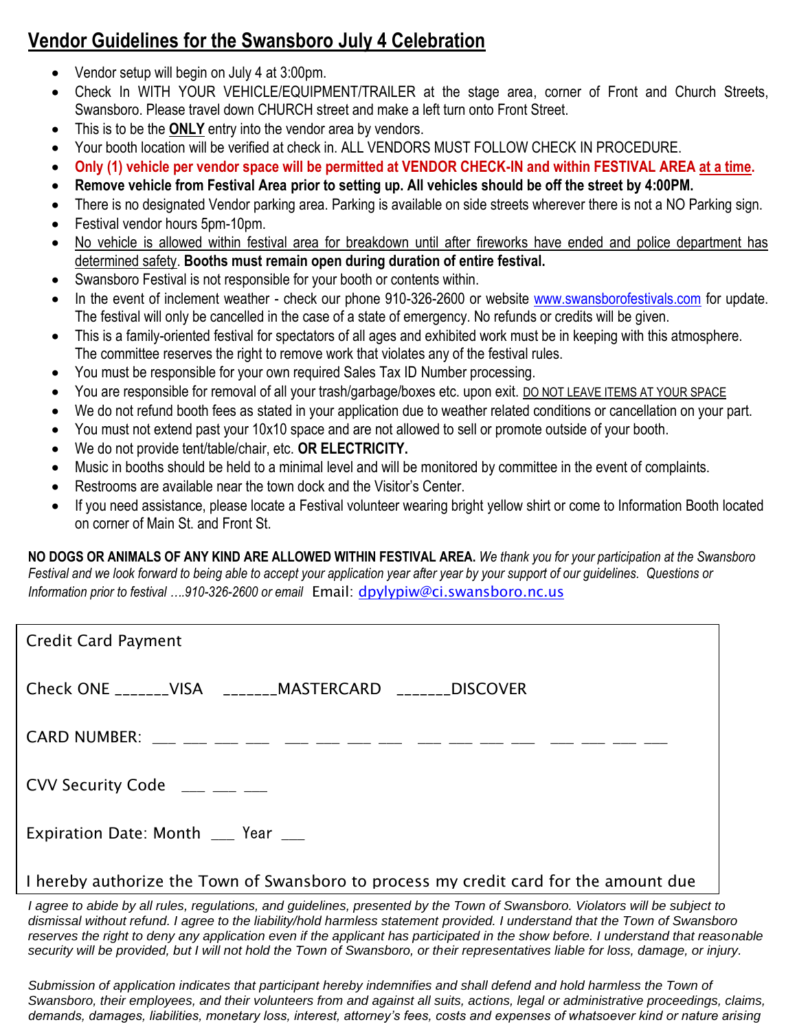## Vendor Guidelines for the Swansboro July 4 Celebration

- Vendor setup will begin on July 4 at 3:00pm.
- Check In WITH YOUR VEHICLE/EQUIPMENT/TRAILER at the stage area, corner of Front and Church Streets, Swansboro. Please travel down CHURCH street and make a left turn onto Front Street.
- This is to be the **ONLY** entry into the vendor area by vendors.
- Your booth location will be verified at check in. ALL VENDORS MUST FOLLOW CHECK IN PROCEDURE.
- **Only (1) vehicle per vendor space will be permitted at VENDOR CHECK-IN and within FESTIVAL AREA at a time.**
- **Remove vehicle from Festival Area prior to setting up. All vehicles should be off the street by 4:00PM.**
- There is no designated Vendor parking area. Parking is available on side streets wherever there is not a NO Parking sign.
- Festival vendor hours 5pm-10pm.
- No vehicle is allowed within festival area for breakdown until after fireworks have ended and police department has determined safety. **Booths must remain open during duration of entire festival.**
- Swansboro Festival is not responsible for your booth or contents within.
- In the event of inclement weather - check our phone 910-326-2600 or website www.swansborofestivals.com for update. The festival will only be cancelled in the case of a state of emergency. No refunds or credits will be given.
- This is a family-oriented festival for spectators of all ages and exhibited work must be in keeping with this atmosphere. The committee reserves the right to remove work that violates any of the festival rules.
- You must be responsible for your own required Sales Tax ID Number processing.
- You are responsible for removal of all your trash/garbage/boxes etc. upon exit. DO NOT LEAVE ITEMS AT YOUR SPACE
- We do not refund booth fees as stated in your application due to weather related conditions or cancellation on your part.
- You must not extend past your 10x10 space and are not allowed to sell or promote outside of your booth.
- We do not provide tent/table/chair, etc. **OR ELECTRICITY.**
- Music in booths should be held to a minimal level and will be monitored by committee in the event of complaints.
- Restrooms are available near the town dock and the Visitor's Center.
- If you need assistance, please locate a Festival volunteer wearing bright yellow shirt or come to Information Booth located on corner of Main St. and Front St.

**NO DOGS OR ANIMALS OF ANY KIND ARE ALLOWED WITHIN FESTIVAL AREA.** *We thank you for your participation at the Swansboro Festival and we look forward to being able to accept your application year after year by your support of our guidelines. Questions or Information prior to festival ….910-326-2600 or email* Email: dpylypiw@ci.swansboro.nc.us

Credit Card Payment

Check ONE _______VISA _______MASTERCARD _______DISCOVER

CARD NUMBER: ___ ___ ___ ___ ___ ___ ___ ___ ___ ___ ___ ___ ___ ___ ___ ___

CVV Security Code ___ ___ ___

Expiration Date: Month ___ Year ___

I hereby authorize the Town of Swansboro to process my credit card for the amount due

*I agree to abide by all rules, regulations, and guidelines, presented by the Town of Swansboro. Violators will be subject to dismissal without refund. I agree to the liability/hold harmless statement provided. I understand that the Town of Swansboro reserves the right to deny any application even if the applicant has participated in the show before. I understand that reasonable security will be provided, but I will not hold the Town of Swansboro, or their representatives liable for loss, damage, or injury.*

*Submission of application indicates that participant hereby indemnifies and shall defend and hold harmless the Town of Swansboro, their employees, and their volunteers from and against all suits, actions, legal or administrative proceedings, claims, demands, damages, liabilities, monetary loss, interest, attorney's fees, costs and expenses of whatsoever kind or nature arising*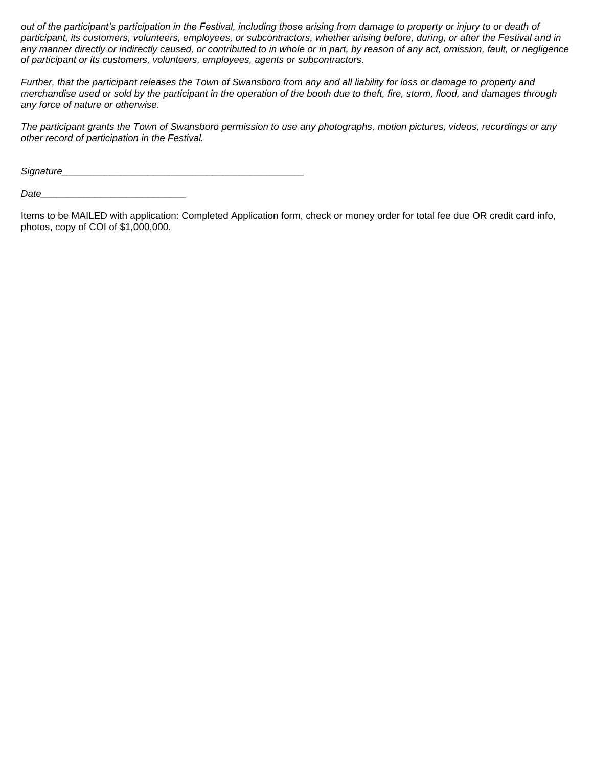*out of the participant's participation in the Festival, including those arising from damage to property or injury to or death of participant, its customers, volunteers, employees, or subcontractors, whether arising before, during, or after the Festival and in any manner directly or indirectly caused, or contributed to in whole or in part, by reason of any act, omission, fault, or negligence of participant or its customers, volunteers, employees, agents or subcontractors.*

*Further, that the participant releases the Town of Swansboro from any and all liability for loss or damage to property and merchandise used or sold by the participant in the operation of the booth due to theft, fire, storm, flood, and damages through any force of nature or otherwise.*

*The participant grants the Town of Swansboro permission to use any photographs, motion pictures, videos, recordings or any other record of participation in the Festival.*

*Signature_______________________________________________*

*Date___________________________*

Items to be MAILED with application: Completed Application form, check or money order for total fee due OR credit card info, photos, copy of COI of $1,000,000.